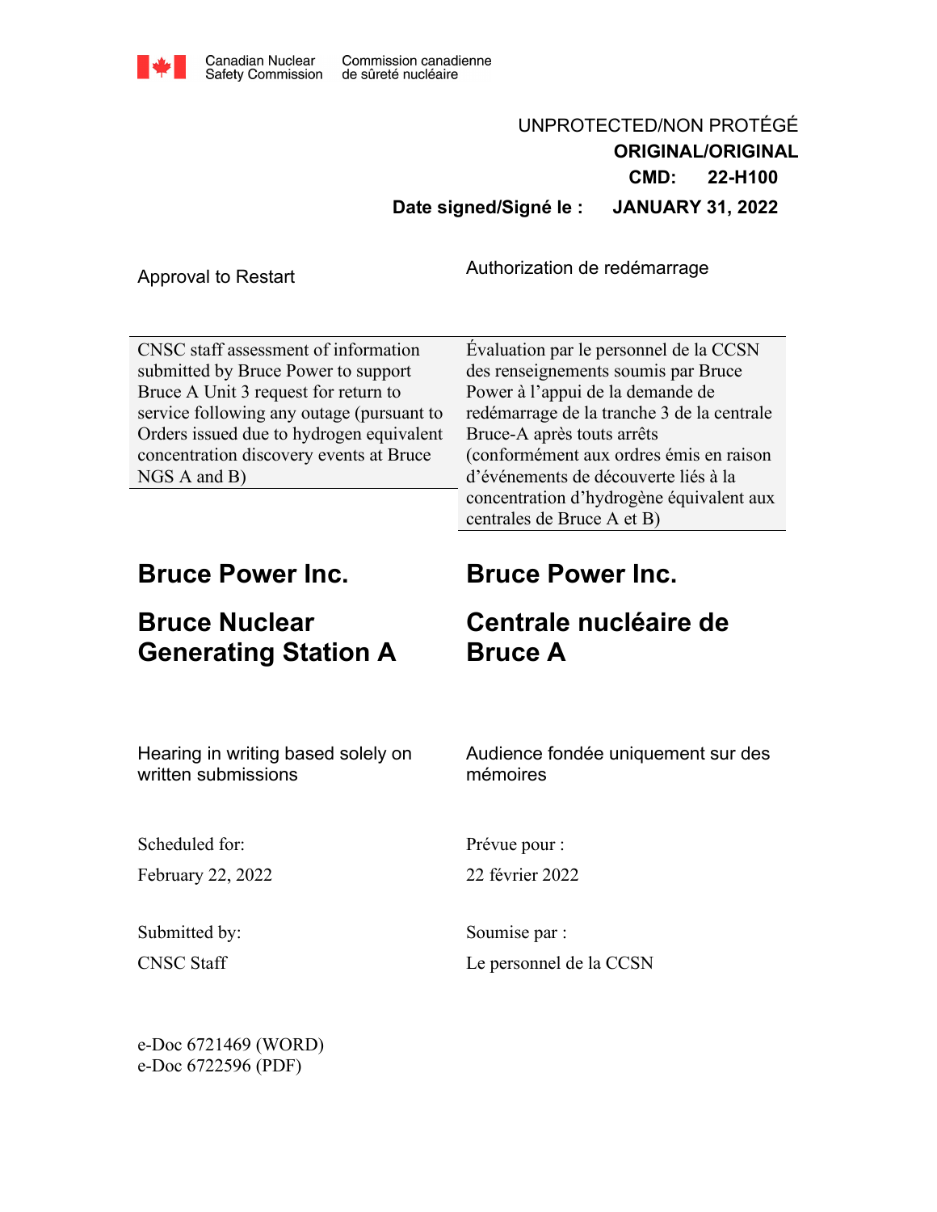Canadian Nuclear Safety Commission | Commission canadienne de sûreté nucléaire

UNPROTECTED/NON PROTÉGÉ

**ORIGINAL/ORIGINAL**

**CMD: 22-H100**

**Date signed/Signé le : JANUARY 31, 2022**

| Approval to Restart | Authorization de redémarrage |
|---|---|
| CNSC staff assessment of information submitted by Bruce Power to support Bruce A Unit 3 request for return to service following any outage (pursuant to Orders issued due to hydrogen equivalent concentration discovery events at Bruce NGS A and B) | Évaluation par le personnel de la CCSN des renseignements soumis par Bruce Power à l'appui de la demande de redémarrage de la tranche 3 de la centrale Bruce-A après touts arrêts (conformément aux ordres émis en raison d'événements de découverte liés à la concentration d'hydrogène équivalent aux centrales de Bruce A et B) |

# Bruce Power Inc.

# Bruce Nuclear Generating Station A

# Bruce Power Inc.

# Centrale nucléaire de Bruce A

Hearing in writing based solely on written submissions

Audience fondée uniquement sur des mémoires

Scheduled for:

February 22, 2022

Prévue pour :

22 février 2022

Submitted by:

CNSC Staff

Soumise par :

Le personnel de la CCSN

e-Doc 6721469 (WORD)
e-Doc 6722596 (PDF)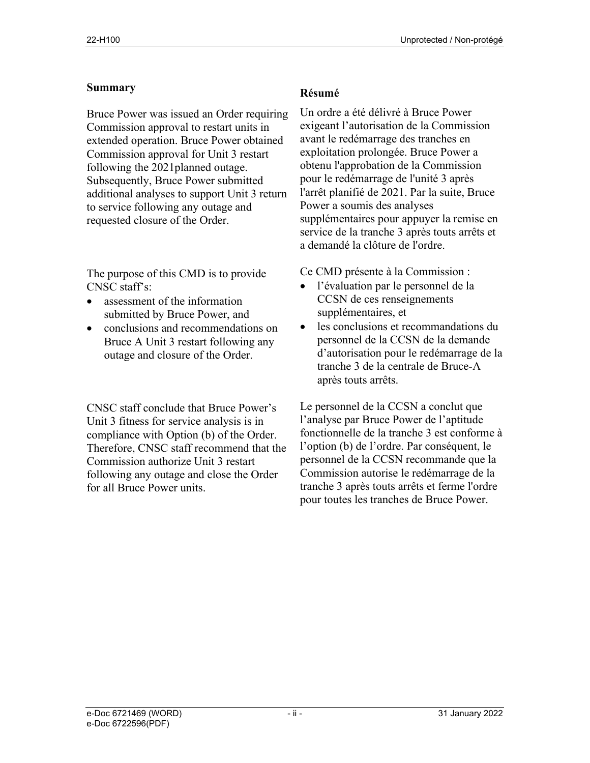## Summary

Bruce Power was issued an Order requiring Commission approval to restart units in extended operation. Bruce Power obtained Commission approval for Unit 3 restart following the 2021planned outage. Subsequently, Bruce Power submitted additional analyses to support Unit 3 return to service following any outage and requested closure of the Order.

The purpose of this CMD is to provide CNSC staff's:

- assessment of the information submitted by Bruce Power, and
- conclusions and recommendations on Bruce A Unit 3 restart following any outage and closure of the Order.

CNSC staff conclude that Bruce Power's Unit 3 fitness for service analysis is in compliance with Option (b) of the Order. Therefore, CNSC staff recommend that the Commission authorize Unit 3 restart following any outage and close the Order for all Bruce Power units.

## Résumé

Un ordre a été délivré à Bruce Power exigeant l'autorisation de la Commission avant le redémarrage des tranches en exploitation prolongée. Bruce Power a obtenu l'approbation de la Commission pour le redémarrage de l'unité 3 après l'arrêt planifié de 2021. Par la suite, Bruce Power a soumis des analyses supplémentaires pour appuyer la remise en service de la tranche 3 après touts arrêts et a demandé la clôture de l'ordre.

Ce CMD présente à la Commission :

- l'évaluation par le personnel de la CCSN de ces renseignements supplémentaires, et
- les conclusions et recommandations du personnel de la CCSN de la demande d'autorisation pour le redémarrage de la tranche 3 de la centrale de Bruce-A après touts arrêts.

Le personnel de la CCSN a conclut que l'analyse par Bruce Power de l'aptitude fonctionnelle de la tranche 3 est conforme à l'option (b) de l'ordre. Par conséquent, le personnel de la CCSN recommande que la Commission autorise le redémarrage de la tranche 3 après touts arrêts et ferme l'ordre pour toutes les tranches de Bruce Power.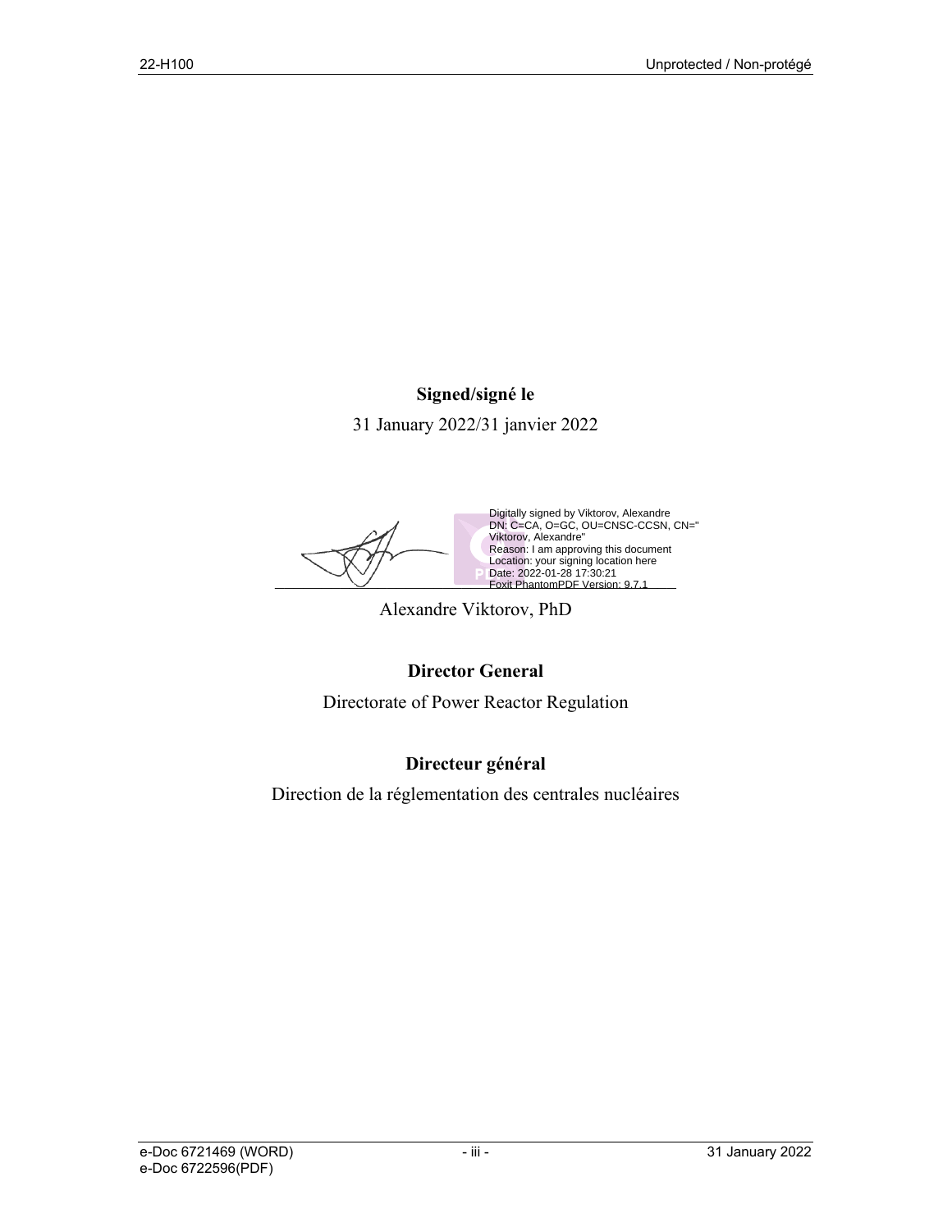**Signed/signé le**

31 January 2022/31 janvier 2022

Digitally signed by Viktorov, Alexandre
DN: C=CA, O=GC, OU=CNSC-CCSN, CN="Viktorov, Alexandre"
Reason: I am approving this document
Location: your signing location here
Date: 2022-01-28 17:30:21
Foxit PhantomPDF Version: 9.7.1

Alexandre Viktorov, PhD

**Director General**

Directorate of Power Reactor Regulation

**Directeur général**

Direction de la réglementation des centrales nucléaires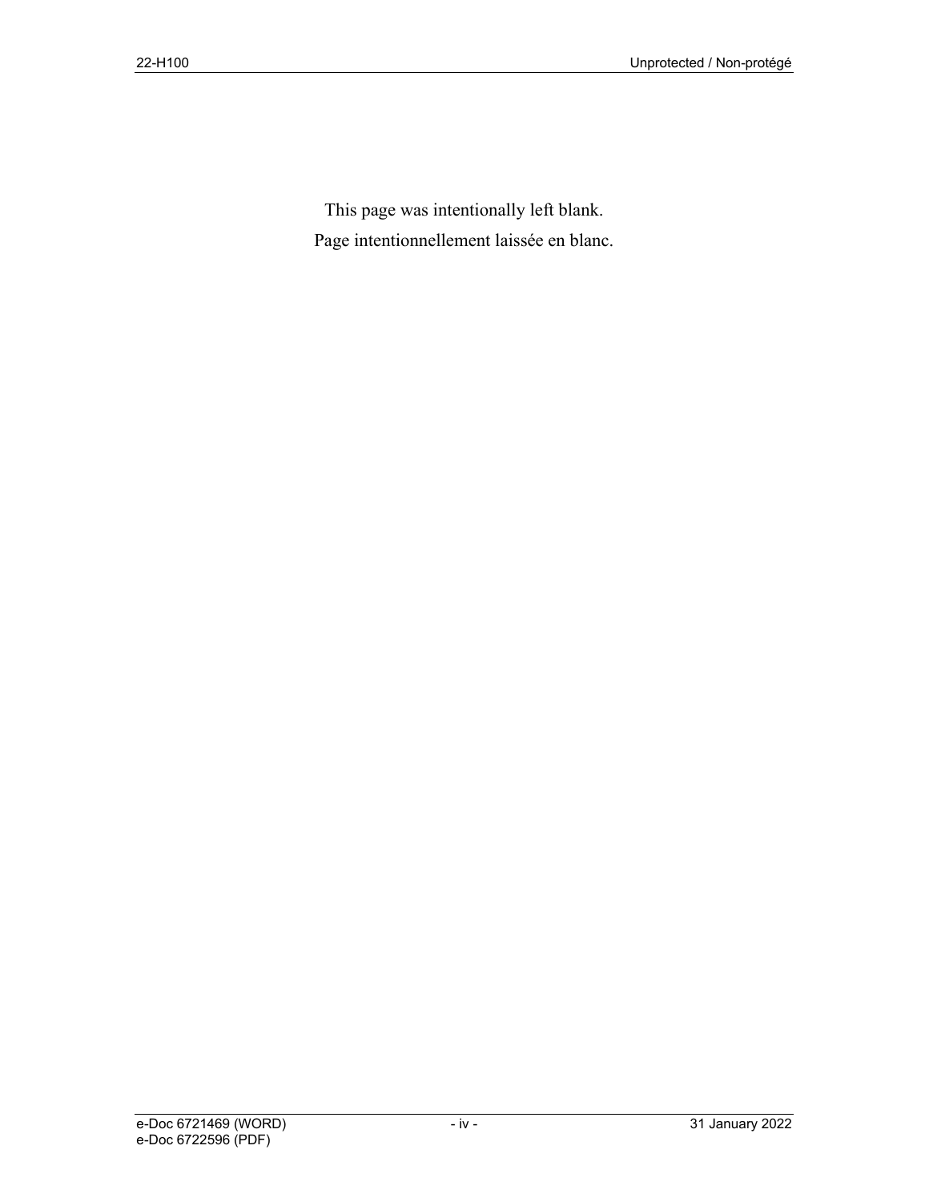This page was intentionally left blank.

Page intentionnellement laissée en blanc.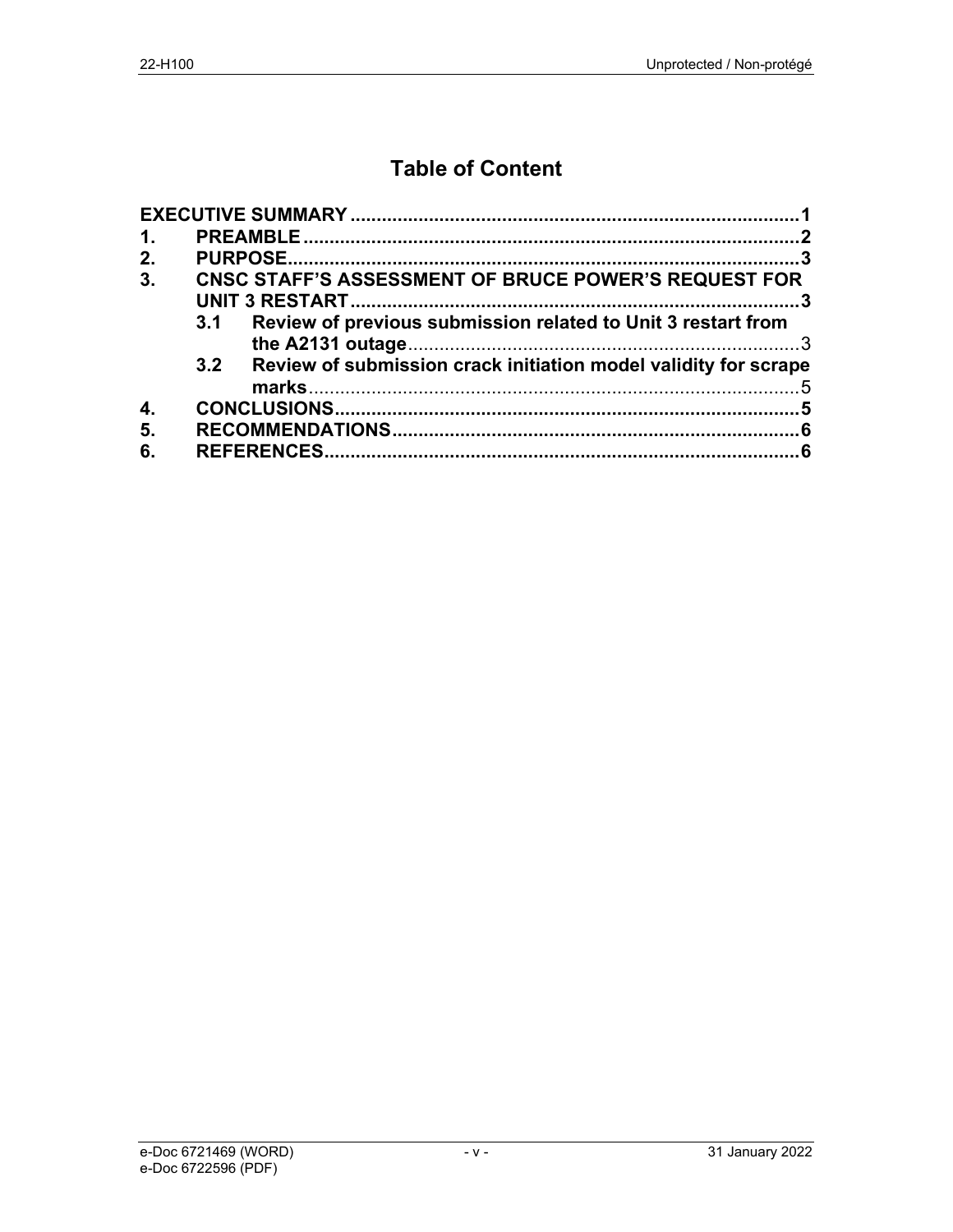# Table of Content

| | | |
|---|---|---|
| **EXECUTIVE SUMMARY** | | **1** |
| **1.** | **PREAMBLE** | **2** |
| **2.** | **PURPOSE** | **3** |
| **3.** | **CNSC STAFF'S ASSESSMENT OF BRUCE POWER'S REQUEST FOR UNIT 3 RESTART** | **3** |
| | **3.1 Review of previous submission related to Unit 3 restart from the A2131 outage** | 3 |
| | **3.2 Review of submission crack initiation model validity for scrape marks** | 5 |
| **4.** | **CONCLUSIONS** | **5** |
| **5.** | **RECOMMENDATIONS** | **6** |
| **6.** | **REFERENCES** | **6** |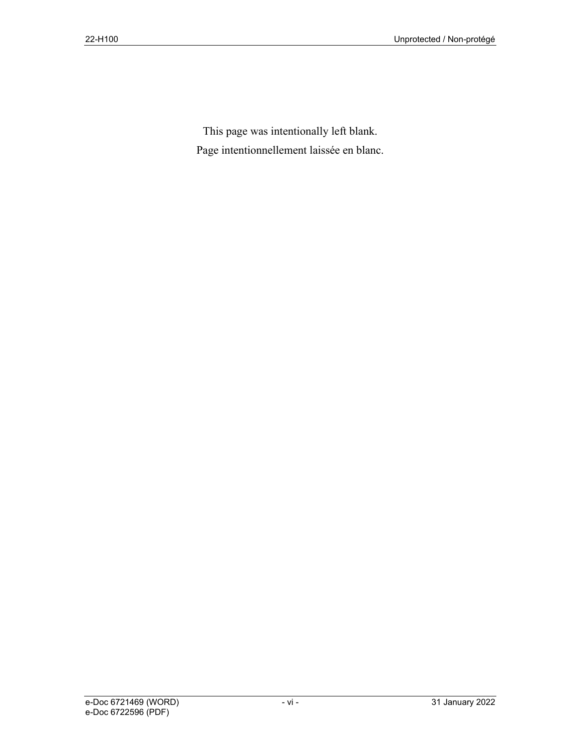This page was intentionally left blank.

Page intentionnellement laissée en blanc.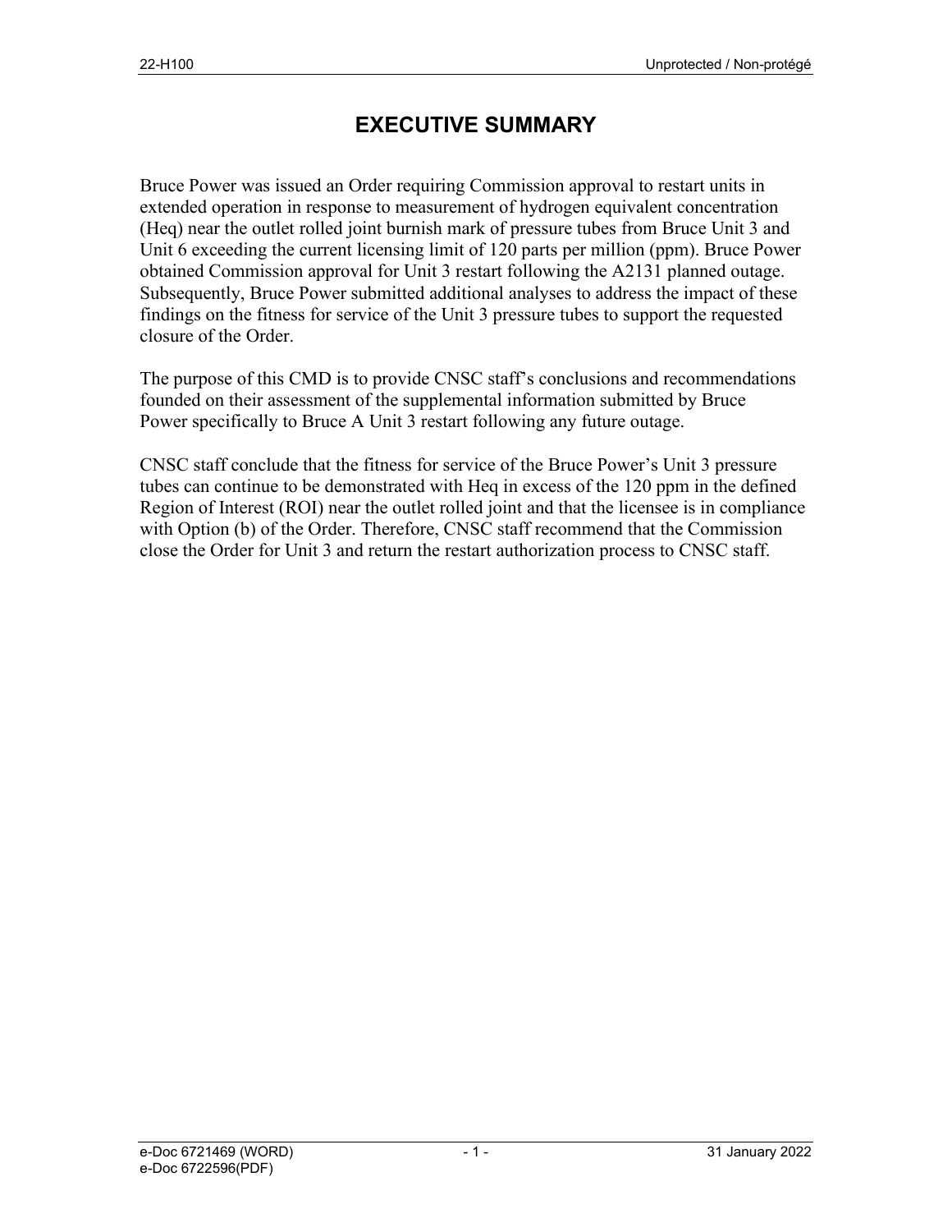# EXECUTIVE SUMMARY

Bruce Power was issued an Order requiring Commission approval to restart units in extended operation in response to measurement of hydrogen equivalent concentration (Heq) near the outlet rolled joint burnish mark of pressure tubes from Bruce Unit 3 and Unit 6 exceeding the current licensing limit of 120 parts per million (ppm). Bruce Power obtained Commission approval for Unit 3 restart following the A2131 planned outage. Subsequently, Bruce Power submitted additional analyses to address the impact of these findings on the fitness for service of the Unit 3 pressure tubes to support the requested closure of the Order.

The purpose of this CMD is to provide CNSC staff's conclusions and recommendations founded on their assessment of the supplemental information submitted by Bruce Power specifically to Bruce A Unit 3 restart following any future outage.

CNSC staff conclude that the fitness for service of the Bruce Power's Unit 3 pressure tubes can continue to be demonstrated with Heq in excess of the 120 ppm in the defined Region of Interest (ROI) near the outlet rolled joint and that the licensee is in compliance with Option (b) of the Order. Therefore, CNSC staff recommend that the Commission close the Order for Unit 3 and return the restart authorization process to CNSC staff.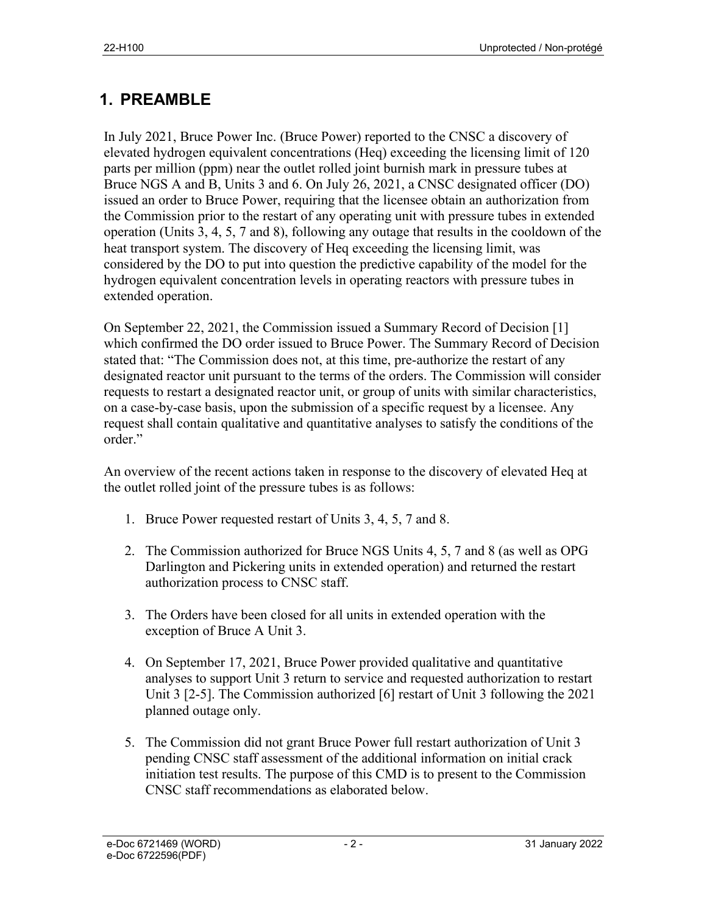# 1. PREAMBLE

In July 2021, Bruce Power Inc. (Bruce Power) reported to the CNSC a discovery of elevated hydrogen equivalent concentrations (Heq) exceeding the licensing limit of 120 parts per million (ppm) near the outlet rolled joint burnish mark in pressure tubes at Bruce NGS A and B, Units 3 and 6. On July 26, 2021, a CNSC designated officer (DO) issued an order to Bruce Power, requiring that the licensee obtain an authorization from the Commission prior to the restart of any operating unit with pressure tubes in extended operation (Units 3, 4, 5, 7 and 8), following any outage that results in the cooldown of the heat transport system. The discovery of Heq exceeding the licensing limit, was considered by the DO to put into question the predictive capability of the model for the hydrogen equivalent concentration levels in operating reactors with pressure tubes in extended operation.

On September 22, 2021, the Commission issued a Summary Record of Decision [1] which confirmed the DO order issued to Bruce Power. The Summary Record of Decision stated that: "The Commission does not, at this time, pre-authorize the restart of any designated reactor unit pursuant to the terms of the orders. The Commission will consider requests to restart a designated reactor unit, or group of units with similar characteristics, on a case-by-case basis, upon the submission of a specific request by a licensee. Any request shall contain qualitative and quantitative analyses to satisfy the conditions of the order."

An overview of the recent actions taken in response to the discovery of elevated Heq at the outlet rolled joint of the pressure tubes is as follows:

1. Bruce Power requested restart of Units 3, 4, 5, 7 and 8.
2. The Commission authorized for Bruce NGS Units 4, 5, 7 and 8 (as well as OPG Darlington and Pickering units in extended operation) and returned the restart authorization process to CNSC staff.
3. The Orders have been closed for all units in extended operation with the exception of Bruce A Unit 3.
4. On September 17, 2021, Bruce Power provided qualitative and quantitative analyses to support Unit 3 return to service and requested authorization to restart Unit 3 [2-5]. The Commission authorized [6] restart of Unit 3 following the 2021 planned outage only.
5. The Commission did not grant Bruce Power full restart authorization of Unit 3 pending CNSC staff assessment of the additional information on initial crack initiation test results. The purpose of this CMD is to present to the Commission CNSC staff recommendations as elaborated below.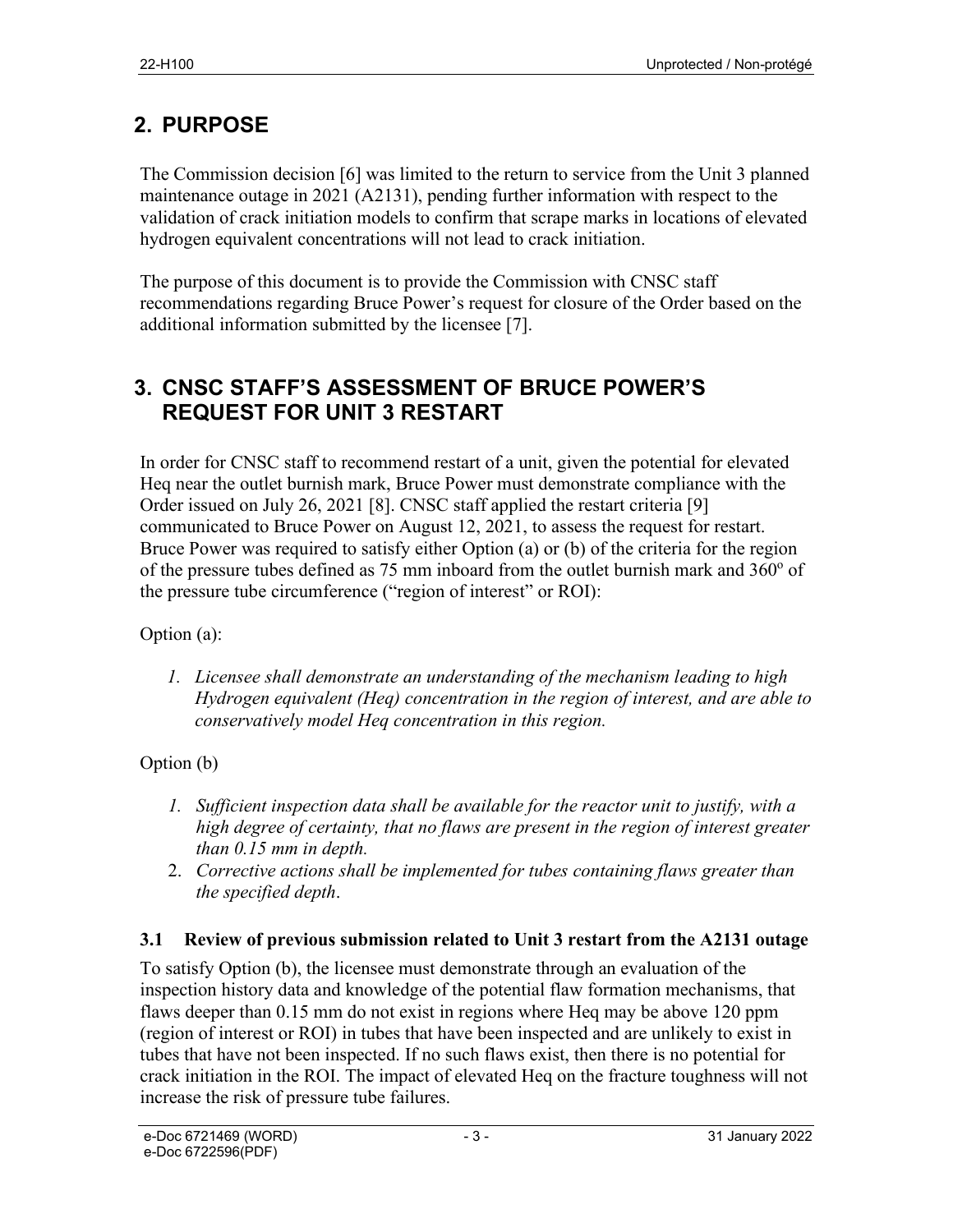## 2. PURPOSE

The Commission decision [6] was limited to the return to service from the Unit 3 planned maintenance outage in 2021 (A2131), pending further information with respect to the validation of crack initiation models to confirm that scrape marks in locations of elevated hydrogen equivalent concentrations will not lead to crack initiation.

The purpose of this document is to provide the Commission with CNSC staff recommendations regarding Bruce Power's request for closure of the Order based on the additional information submitted by the licensee [7].

## 3. CNSC STAFF'S ASSESSMENT OF BRUCE POWER'S REQUEST FOR UNIT 3 RESTART

In order for CNSC staff to recommend restart of a unit, given the potential for elevated Heq near the outlet burnish mark, Bruce Power must demonstrate compliance with the Order issued on July 26, 2021 [8]. CNSC staff applied the restart criteria [9] communicated to Bruce Power on August 12, 2021, to assess the request for restart. Bruce Power was required to satisfy either Option (a) or (b) of the criteria for the region of the pressure tubes defined as 75 mm inboard from the outlet burnish mark and 360° of the pressure tube circumference ("region of interest" or ROI):

Option (a):

1. *Licensee shall demonstrate an understanding of the mechanism leading to high Hydrogen equivalent (Heq) concentration in the region of interest, and are able to conservatively model Heq concentration in this region.*

Option (b)

1. *Sufficient inspection data shall be available for the reactor unit to justify, with a high degree of certainty, that no flaws are present in the region of interest greater than 0.15 mm in depth.*
2. *Corrective actions shall be implemented for tubes containing flaws greater than the specified depth*.

### 3.1 Review of previous submission related to Unit 3 restart from the A2131 outage

To satisfy Option (b), the licensee must demonstrate through an evaluation of the inspection history data and knowledge of the potential flaw formation mechanisms, that flaws deeper than 0.15 mm do not exist in regions where Heq may be above 120 ppm (region of interest or ROI) in tubes that have been inspected and are unlikely to exist in tubes that have not been inspected. If no such flaws exist, then there is no potential for crack initiation in the ROI. The impact of elevated Heq on the fracture toughness will not increase the risk of pressure tube failures.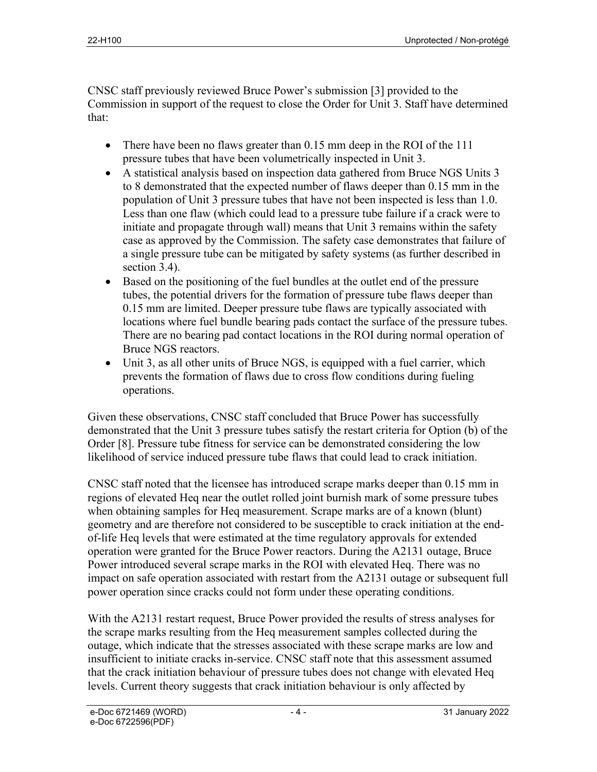CNSC staff previously reviewed Bruce Power's submission [3] provided to the Commission in support of the request to close the Order for Unit 3. Staff have determined that:

- There have been no flaws greater than 0.15 mm deep in the ROI of the 111 pressure tubes that have been volumetrically inspected in Unit 3.
- A statistical analysis based on inspection data gathered from Bruce NGS Units 3 to 8 demonstrated that the expected number of flaws deeper than 0.15 mm in the population of Unit 3 pressure tubes that have not been inspected is less than 1.0. Less than one flaw (which could lead to a pressure tube failure if a crack were to initiate and propagate through wall) means that Unit 3 remains within the safety case as approved by the Commission. The safety case demonstrates that failure of a single pressure tube can be mitigated by safety systems (as further described in section 3.4).
- Based on the positioning of the fuel bundles at the outlet end of the pressure tubes, the potential drivers for the formation of pressure tube flaws deeper than 0.15 mm are limited. Deeper pressure tube flaws are typically associated with locations where fuel bundle bearing pads contact the surface of the pressure tubes. There are no bearing pad contact locations in the ROI during normal operation of Bruce NGS reactors.
- Unit 3, as all other units of Bruce NGS, is equipped with a fuel carrier, which prevents the formation of flaws due to cross flow conditions during fueling operations.

Given these observations, CNSC staff concluded that Bruce Power has successfully demonstrated that the Unit 3 pressure tubes satisfy the restart criteria for Option (b) of the Order [8]. Pressure tube fitness for service can be demonstrated considering the low likelihood of service induced pressure tube flaws that could lead to crack initiation.

CNSC staff noted that the licensee has introduced scrape marks deeper than 0.15 mm in regions of elevated Heq near the outlet rolled joint burnish mark of some pressure tubes when obtaining samples for Heq measurement. Scrape marks are of a known (blunt) geometry and are therefore not considered to be susceptible to crack initiation at the end-of-life Heq levels that were estimated at the time regulatory approvals for extended operation were granted for the Bruce Power reactors. During the A2131 outage, Bruce Power introduced several scrape marks in the ROI with elevated Heq. There was no impact on safe operation associated with restart from the A2131 outage or subsequent full power operation since cracks could not form under these operating conditions.

With the A2131 restart request, Bruce Power provided the results of stress analyses for the scrape marks resulting from the Heq measurement samples collected during the outage, which indicate that the stresses associated with these scrape marks are low and insufficient to initiate cracks in-service. CNSC staff note that this assessment assumed that the crack initiation behaviour of pressure tubes does not change with elevated Heq levels. Current theory suggests that crack initiation behaviour is only affected by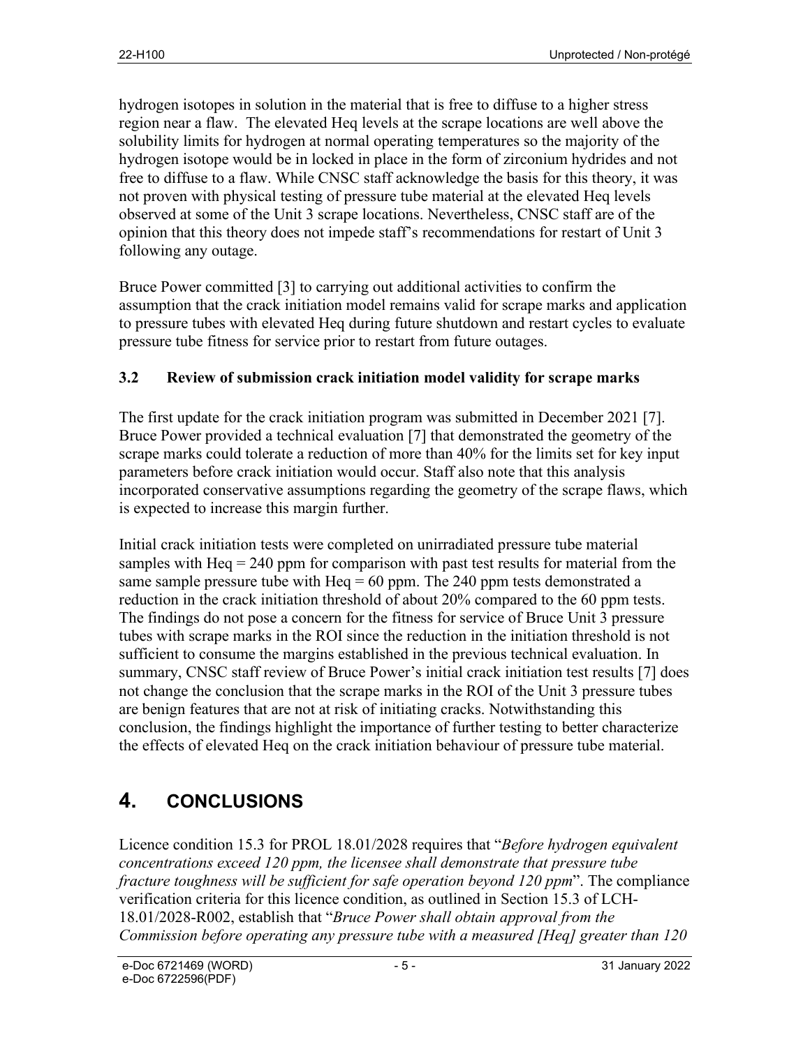hydrogen isotopes in solution in the material that is free to diffuse to a higher stress region near a flaw. The elevated Heq levels at the scrape locations are well above the solubility limits for hydrogen at normal operating temperatures so the majority of the hydrogen isotope would be in locked in place in the form of zirconium hydrides and not free to diffuse to a flaw. While CNSC staff acknowledge the basis for this theory, it was not proven with physical testing of pressure tube material at the elevated Heq levels observed at some of the Unit 3 scrape locations. Nevertheless, CNSC staff are of the opinion that this theory does not impede staff's recommendations for restart of Unit 3 following any outage.

Bruce Power committed [3] to carrying out additional activities to confirm the assumption that the crack initiation model remains valid for scrape marks and application to pressure tubes with elevated Heq during future shutdown and restart cycles to evaluate pressure tube fitness for service prior to restart from future outages.

### 3.2 Review of submission crack initiation model validity for scrape marks

The first update for the crack initiation program was submitted in December 2021 [7]. Bruce Power provided a technical evaluation [7] that demonstrated the geometry of the scrape marks could tolerate a reduction of more than 40% for the limits set for key input parameters before crack initiation would occur. Staff also note that this analysis incorporated conservative assumptions regarding the geometry of the scrape flaws, which is expected to increase this margin further.

Initial crack initiation tests were completed on unirradiated pressure tube material samples with Heq = 240 ppm for comparison with past test results for material from the same sample pressure tube with Heq = 60 ppm. The 240 ppm tests demonstrated a reduction in the crack initiation threshold of about 20% compared to the 60 ppm tests. The findings do not pose a concern for the fitness for service of Bruce Unit 3 pressure tubes with scrape marks in the ROI since the reduction in the initiation threshold is not sufficient to consume the margins established in the previous technical evaluation. In summary, CNSC staff review of Bruce Power's initial crack initiation test results [7] does not change the conclusion that the scrape marks in the ROI of the Unit 3 pressure tubes are benign features that are not at risk of initiating cracks. Notwithstanding this conclusion, the findings highlight the importance of further testing to better characterize the effects of elevated Heq on the crack initiation behaviour of pressure tube material.

## 4. CONCLUSIONS

Licence condition 15.3 for PROL 18.01/2028 requires that "*Before hydrogen equivalent concentrations exceed 120 ppm, the licensee shall demonstrate that pressure tube fracture toughness will be sufficient for safe operation beyond 120 ppm*". The compliance verification criteria for this licence condition, as outlined in Section 15.3 of LCH-18.01/2028-R002, establish that "*Bruce Power shall obtain approval from the Commission before operating any pressure tube with a measured [Heq] greater than 120*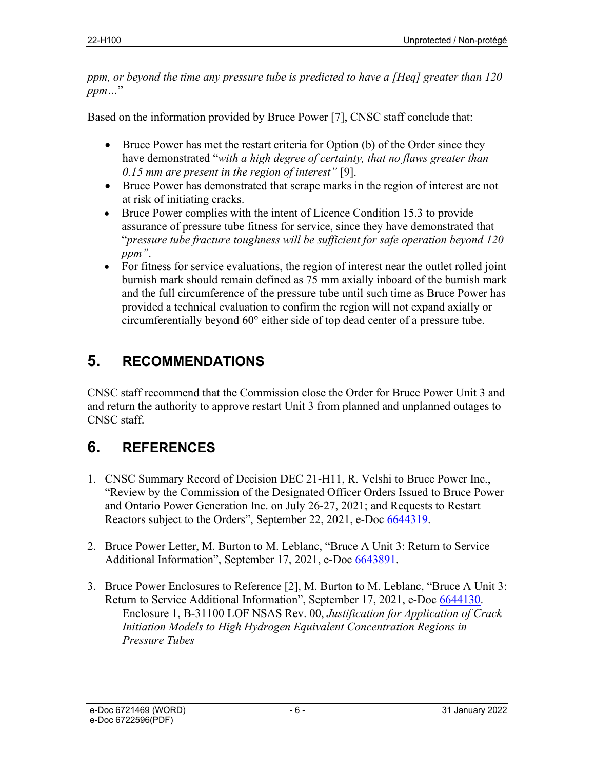*ppm, or beyond the time any pressure tube is predicted to have a [Heq] greater than 120 ppm…*"

Based on the information provided by Bruce Power [7], CNSC staff conclude that:

- Bruce Power has met the restart criteria for Option (b) of the Order since they have demonstrated "*with a high degree of certainty, that no flaws greater than 0.15 mm are present in the region of interest"* [9].
- Bruce Power has demonstrated that scrape marks in the region of interest are not at risk of initiating cracks.
- Bruce Power complies with the intent of Licence Condition 15.3 to provide assurance of pressure tube fitness for service, since they have demonstrated that "*pressure tube fracture toughness will be sufficient for safe operation beyond 120 ppm"*.
- For fitness for service evaluations, the region of interest near the outlet rolled joint burnish mark should remain defined as 75 mm axially inboard of the burnish mark and the full circumference of the pressure tube until such time as Bruce Power has provided a technical evaluation to confirm the region will not expand axially or circumferentially beyond 60° either side of top dead center of a pressure tube.

# 5. RECOMMENDATIONS

CNSC staff recommend that the Commission close the Order for Bruce Power Unit 3 and and return the authority to approve restart Unit 3 from planned and unplanned outages to CNSC staff.

# 6. REFERENCES

1. CNSC Summary Record of Decision DEC 21-H11, R. Velshi to Bruce Power Inc., "Review by the Commission of the Designated Officer Orders Issued to Bruce Power and Ontario Power Generation Inc. on July 26-27, 2021; and Requests to Restart Reactors subject to the Orders", September 22, 2021, e-Doc 6644319.

2. Bruce Power Letter, M. Burton to M. Leblanc, "Bruce A Unit 3: Return to Service Additional Information", September 17, 2021, e-Doc 6643891.

3. Bruce Power Enclosures to Reference [2], M. Burton to M. Leblanc, "Bruce A Unit 3: Return to Service Additional Information", September 17, 2021, e-Doc 6644130.
   Enclosure 1, B-31100 LOF NSAS Rev. 00, *Justification for Application of Crack Initiation Models to High Hydrogen Equivalent Concentration Regions in Pressure Tubes*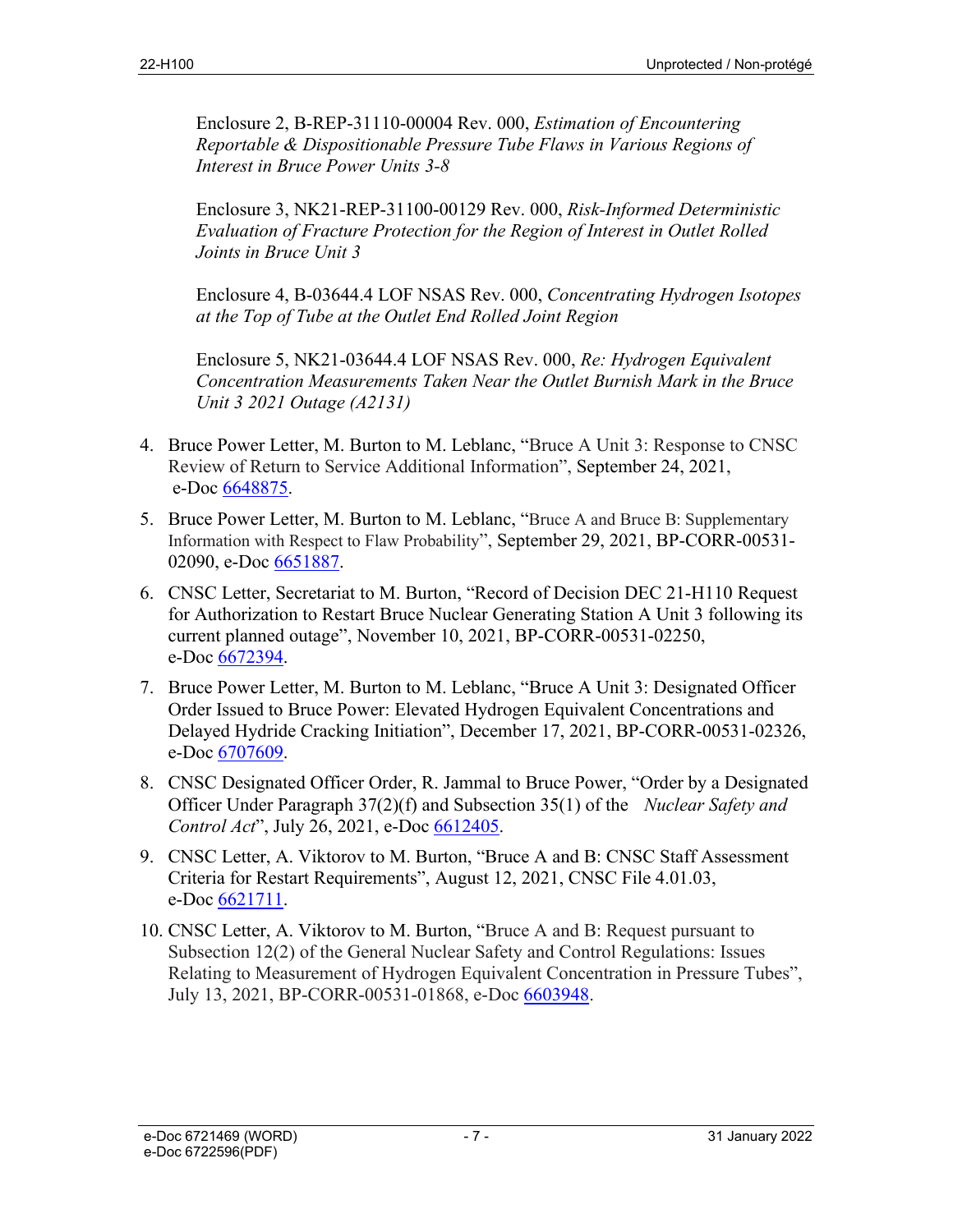Enclosure 2, B-REP-31110-00004 Rev. 000, *Estimation of Encountering Reportable & Dispositionable Pressure Tube Flaws in Various Regions of Interest in Bruce Power Units 3-8*

Enclosure 3, NK21-REP-31100-00129 Rev. 000, *Risk-Informed Deterministic Evaluation of Fracture Protection for the Region of Interest in Outlet Rolled Joints in Bruce Unit 3*

Enclosure 4, B-03644.4 LOF NSAS Rev. 000, *Concentrating Hydrogen Isotopes at the Top of Tube at the Outlet End Rolled Joint Region*

Enclosure 5, NK21-03644.4 LOF NSAS Rev. 000, *Re: Hydrogen Equivalent Concentration Measurements Taken Near the Outlet Burnish Mark in the Bruce Unit 3 2021 Outage (A2131)*

4. Bruce Power Letter, M. Burton to M. Leblanc, "Bruce A Unit 3: Response to CNSC Review of Return to Service Additional Information", September 24, 2021, e-Doc 6648875.
5. Bruce Power Letter, M. Burton to M. Leblanc, "Bruce A and Bruce B: Supplementary Information with Respect to Flaw Probability", September 29, 2021, BP-CORR-00531-02090, e-Doc 6651887.
6. CNSC Letter, Secretariat to M. Burton, "Record of Decision DEC 21-H110 Request for Authorization to Restart Bruce Nuclear Generating Station A Unit 3 following its current planned outage", November 10, 2021, BP-CORR-00531-02250, e-Doc 6672394.
7. Bruce Power Letter, M. Burton to M. Leblanc, "Bruce A Unit 3: Designated Officer Order Issued to Bruce Power: Elevated Hydrogen Equivalent Concentrations and Delayed Hydride Cracking Initiation", December 17, 2021, BP-CORR-00531-02326, e-Doc 6707609.
8. CNSC Designated Officer Order, R. Jammal to Bruce Power, "Order by a Designated Officer Under Paragraph 37(2)(f) and Subsection 35(1) of the *Nuclear Safety and Control Act*", July 26, 2021, e-Doc 6612405.
9. CNSC Letter, A. Viktorov to M. Burton, "Bruce A and B: CNSC Staff Assessment Criteria for Restart Requirements", August 12, 2021, CNSC File 4.01.03, e-Doc 6621711.
10. CNSC Letter, A. Viktorov to M. Burton, "Bruce A and B: Request pursuant to Subsection 12(2) of the General Nuclear Safety and Control Regulations: Issues Relating to Measurement of Hydrogen Equivalent Concentration in Pressure Tubes", July 13, 2021, BP-CORR-00531-01868, e-Doc 6603948.